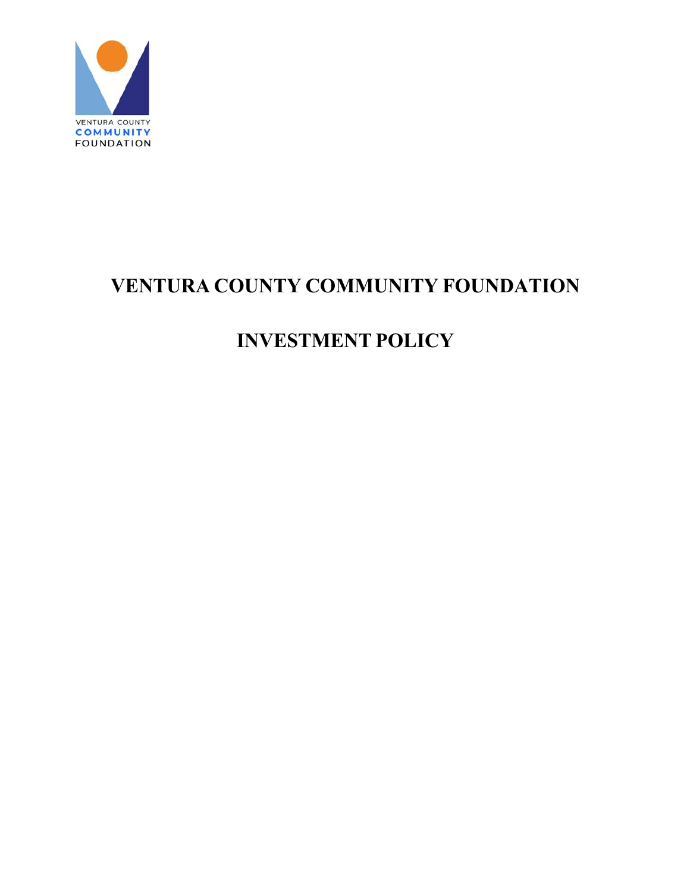VENTURA COUNTY
COMMUNITY
FOUNDATION

# VENTURA COUNTY COMMUNITY FOUNDATION

# INVESTMENT POLICY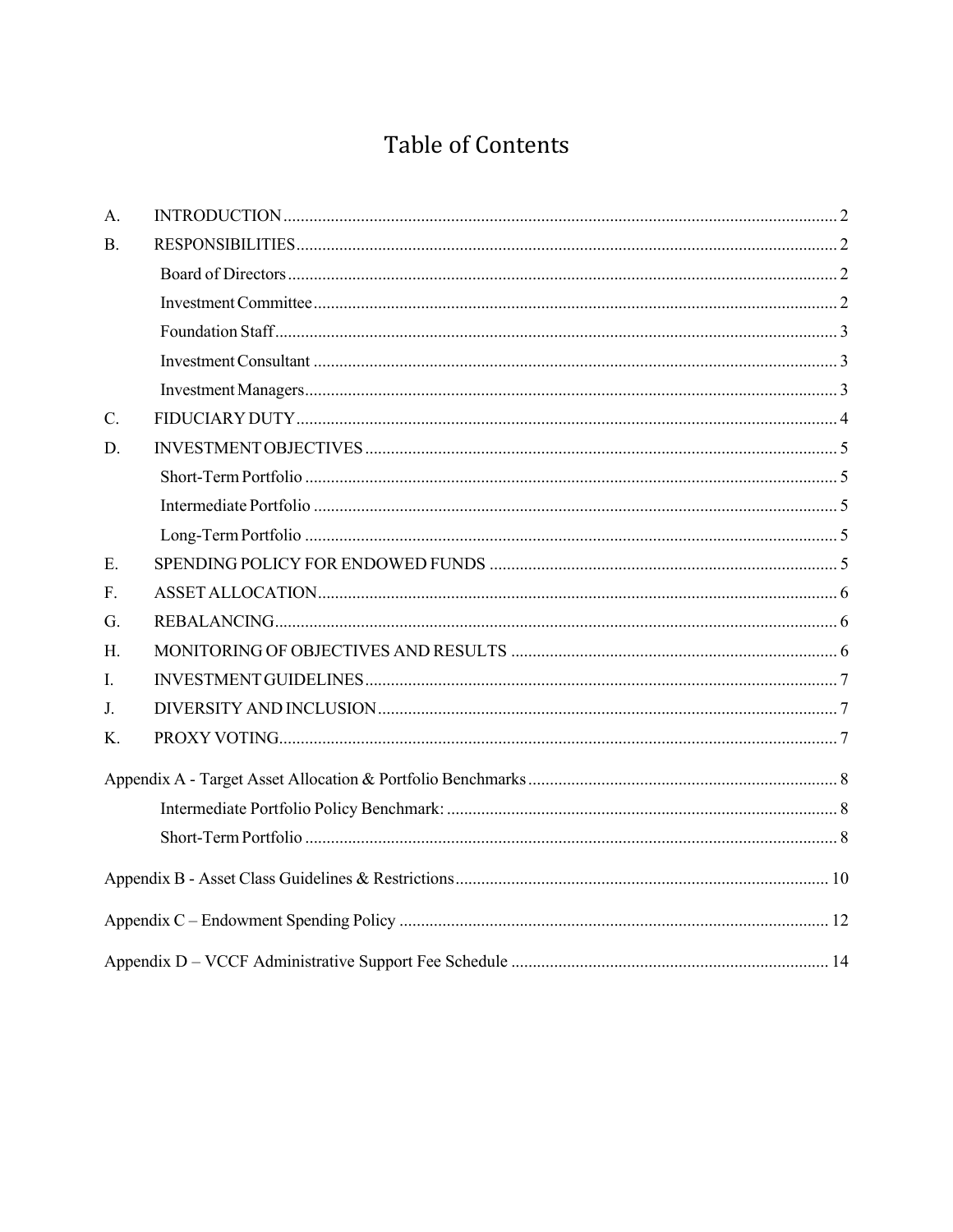# Table of Contents

A. INTRODUCTION ........ 2

B. RESPONSIBILITIES ........ 2

- Board of Directors ........ 2
- Investment Committee ........ 2
- Foundation Staff ........ 3
- Investment Consultant ........ 3
- Investment Managers ........ 3

C. FIDUCIARY DUTY ........ 4

D. INVESTMENT OBJECTIVES ........ 5

- Short-Term Portfolio ........ 5
- Intermediate Portfolio ........ 5
- Long-Term Portfolio ........ 5

E. SPENDING POLICY FOR ENDOWED FUNDS ........ 5

F. ASSET ALLOCATION ........ 6

G. REBALANCING ........ 6

H. MONITORING OF OBJECTIVES AND RESULTS ........ 6

I. INVESTMENT GUIDELINES ........ 7

J. DIVERSITY AND INCLUSION ........ 7

K. PROXY VOTING ........ 7

Appendix A - Target Asset Allocation & Portfolio Benchmarks ........ 8

- Intermediate Portfolio Policy Benchmark: ........ 8
- Short-Term Portfolio ........ 8

Appendix B - Asset Class Guidelines & Restrictions ........ 10

Appendix C – Endowment Spending Policy ........ 12

Appendix D – VCCF Administrative Support Fee Schedule ........ 14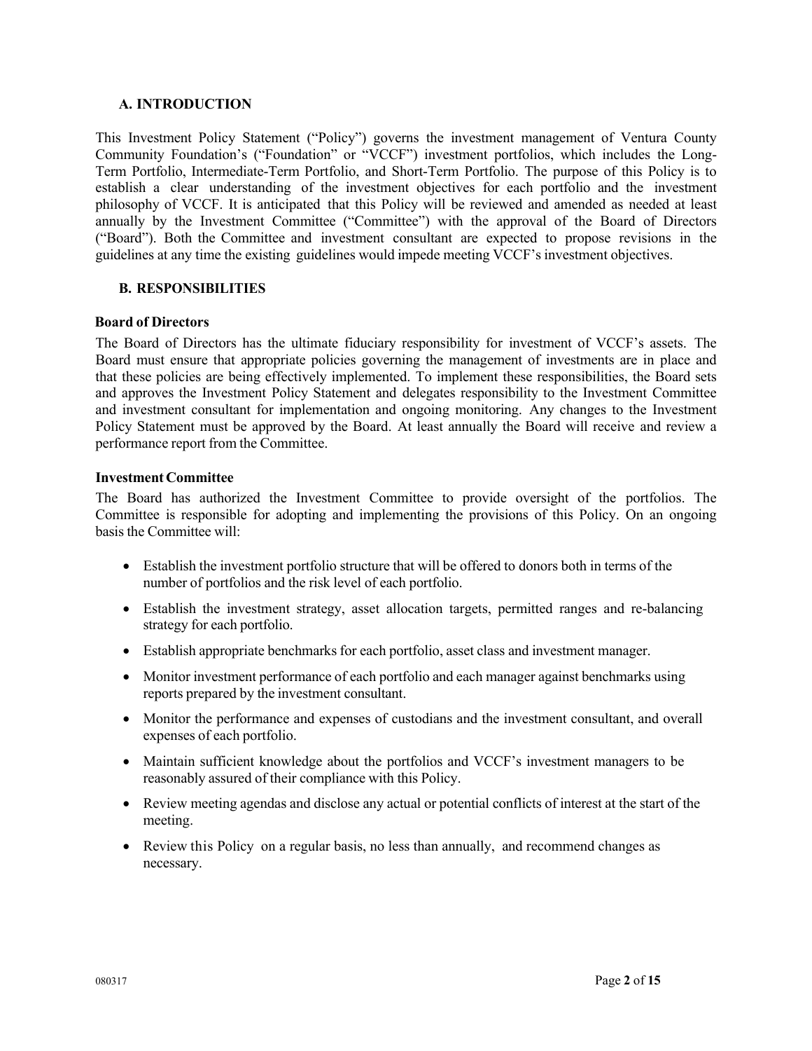## A. INTRODUCTION

This Investment Policy Statement ("Policy") governs the investment management of Ventura County Community Foundation's ("Foundation" or "VCCF") investment portfolios, which includes the Long-Term Portfolio, Intermediate-Term Portfolio, and Short-Term Portfolio. The purpose of this Policy is to establish a clear understanding of the investment objectives for each portfolio and the investment philosophy of VCCF. It is anticipated that this Policy will be reviewed and amended as needed at least annually by the Investment Committee ("Committee") with the approval of the Board of Directors ("Board"). Both the Committee and investment consultant are expected to propose revisions in the guidelines at any time the existing guidelines would impede meeting VCCF's investment objectives.

## B. RESPONSIBILITIES

### Board of Directors

The Board of Directors has the ultimate fiduciary responsibility for investment of VCCF's assets. The Board must ensure that appropriate policies governing the management of investments are in place and that these policies are being effectively implemented. To implement these responsibilities, the Board sets and approves the Investment Policy Statement and delegates responsibility to the Investment Committee and investment consultant for implementation and ongoing monitoring. Any changes to the Investment Policy Statement must be approved by the Board. At least annually the Board will receive and review a performance report from the Committee.

### Investment Committee

The Board has authorized the Investment Committee to provide oversight of the portfolios. The Committee is responsible for adopting and implementing the provisions of this Policy. On an ongoing basis the Committee will:

- Establish the investment portfolio structure that will be offered to donors both in terms of the number of portfolios and the risk level of each portfolio.
- Establish the investment strategy, asset allocation targets, permitted ranges and re-balancing strategy for each portfolio.
- Establish appropriate benchmarks for each portfolio, asset class and investment manager.
- Monitor investment performance of each portfolio and each manager against benchmarks using reports prepared by the investment consultant.
- Monitor the performance and expenses of custodians and the investment consultant, and overall expenses of each portfolio.
- Maintain sufficient knowledge about the portfolios and VCCF's investment managers to be reasonably assured of their compliance with this Policy.
- Review meeting agendas and disclose any actual or potential conflicts of interest at the start of the meeting.
- Review this Policy on a regular basis, no less than annually, and recommend changes as necessary.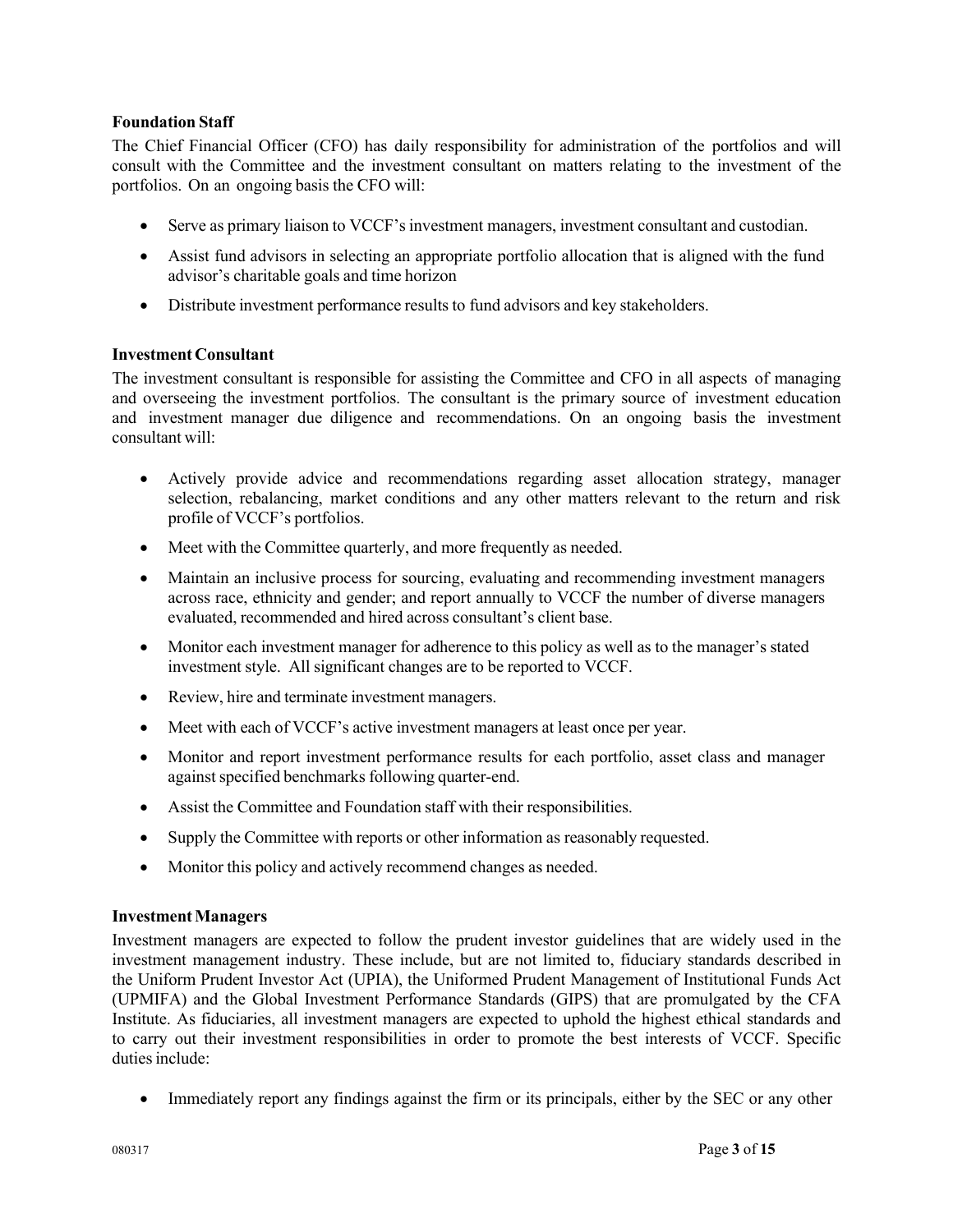**Foundation Staff**

The Chief Financial Officer (CFO) has daily responsibility for administration of the portfolios and will consult with the Committee and the investment consultant on matters relating to the investment of the portfolios. On an ongoing basis the CFO will:

- Serve as primary liaison to VCCF's investment managers, investment consultant and custodian.
- Assist fund advisors in selecting an appropriate portfolio allocation that is aligned with the fund advisor's charitable goals and time horizon
- Distribute investment performance results to fund advisors and key stakeholders.

**Investment Consultant**

The investment consultant is responsible for assisting the Committee and CFO in all aspects of managing and overseeing the investment portfolios. The consultant is the primary source of investment education and investment manager due diligence and recommendations. On an ongoing basis the investment consultant will:

- Actively provide advice and recommendations regarding asset allocation strategy, manager selection, rebalancing, market conditions and any other matters relevant to the return and risk profile of VCCF's portfolios.
- Meet with the Committee quarterly, and more frequently as needed.
- Maintain an inclusive process for sourcing, evaluating and recommending investment managers across race, ethnicity and gender; and report annually to VCCF the number of diverse managers evaluated, recommended and hired across consultant's client base.
- Monitor each investment manager for adherence to this policy as well as to the manager's stated investment style. All significant changes are to be reported to VCCF.
- Review, hire and terminate investment managers.
- Meet with each of VCCF's active investment managers at least once per year.
- Monitor and report investment performance results for each portfolio, asset class and manager against specified benchmarks following quarter-end.
- Assist the Committee and Foundation staff with their responsibilities.
- Supply the Committee with reports or other information as reasonably requested.
- Monitor this policy and actively recommend changes as needed.

**Investment Managers**

Investment managers are expected to follow the prudent investor guidelines that are widely used in the investment management industry. These include, but are not limited to, fiduciary standards described in the Uniform Prudent Investor Act (UPIA), the Uniformed Prudent Management of Institutional Funds Act (UPMIFA) and the Global Investment Performance Standards (GIPS) that are promulgated by the CFA Institute. As fiduciaries, all investment managers are expected to uphold the highest ethical standards and to carry out their investment responsibilities in order to promote the best interests of VCCF. Specific duties include:

- Immediately report any findings against the firm or its principals, either by the SEC or any other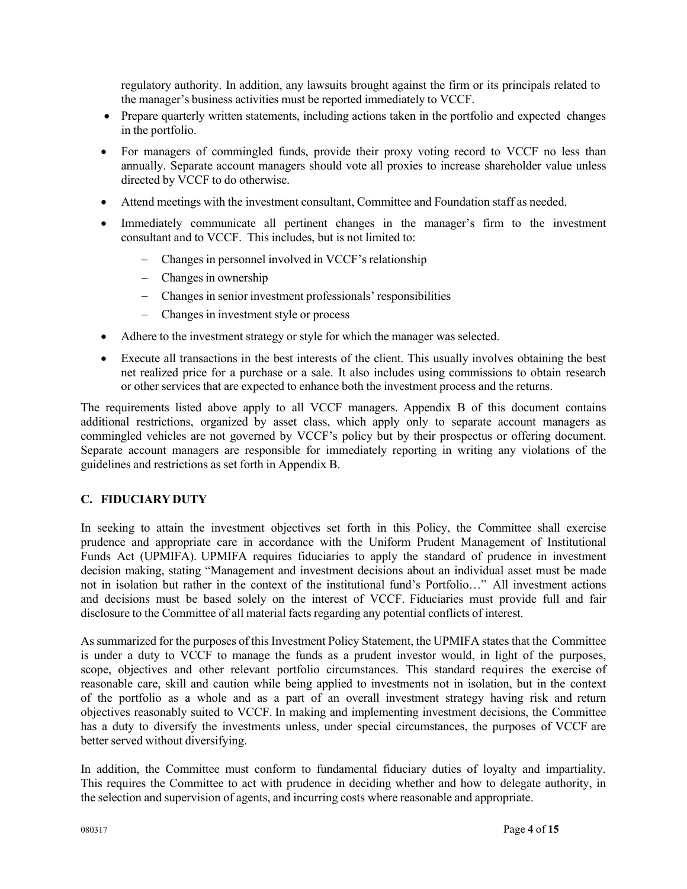regulatory authority. In addition, any lawsuits brought against the firm or its principals related to the manager's business activities must be reported immediately to VCCF.

- Prepare quarterly written statements, including actions taken in the portfolio and expected changes in the portfolio.
- For managers of commingled funds, provide their proxy voting record to VCCF no less than annually. Separate account managers should vote all proxies to increase shareholder value unless directed by VCCF to do otherwise.
- Attend meetings with the investment consultant, Committee and Foundation staff as needed.
- Immediately communicate all pertinent changes in the manager's firm to the investment consultant and to VCCF. This includes, but is not limited to:
  - Changes in personnel involved in VCCF's relationship
  - Changes in ownership
  - Changes in senior investment professionals' responsibilities
  - Changes in investment style or process
- Adhere to the investment strategy or style for which the manager was selected.
- Execute all transactions in the best interests of the client. This usually involves obtaining the best net realized price for a purchase or a sale. It also includes using commissions to obtain research or other services that are expected to enhance both the investment process and the returns.

The requirements listed above apply to all VCCF managers. Appendix B of this document contains additional restrictions, organized by asset class, which apply only to separate account managers as commingled vehicles are not governed by VCCF's policy but by their prospectus or offering document. Separate account managers are responsible for immediately reporting in writing any violations of the guidelines and restrictions as set forth in Appendix B.

## C. FIDUCIARY DUTY

In seeking to attain the investment objectives set forth in this Policy, the Committee shall exercise prudence and appropriate care in accordance with the Uniform Prudent Management of Institutional Funds Act (UPMIFA). UPMIFA requires fiduciaries to apply the standard of prudence in investment decision making, stating "Management and investment decisions about an individual asset must be made not in isolation but rather in the context of the institutional fund's Portfolio…" All investment actions and decisions must be based solely on the interest of VCCF. Fiduciaries must provide full and fair disclosure to the Committee of all material facts regarding any potential conflicts of interest.

As summarized for the purposes of this Investment Policy Statement, the UPMIFA states that the Committee is under a duty to VCCF to manage the funds as a prudent investor would, in light of the purposes, scope, objectives and other relevant portfolio circumstances. This standard requires the exercise of reasonable care, skill and caution while being applied to investments not in isolation, but in the context of the portfolio as a whole and as a part of an overall investment strategy having risk and return objectives reasonably suited to VCCF. In making and implementing investment decisions, the Committee has a duty to diversify the investments unless, under special circumstances, the purposes of VCCF are better served without diversifying.

In addition, the Committee must conform to fundamental fiduciary duties of loyalty and impartiality. This requires the Committee to act with prudence in deciding whether and how to delegate authority, in the selection and supervision of agents, and incurring costs where reasonable and appropriate.

080317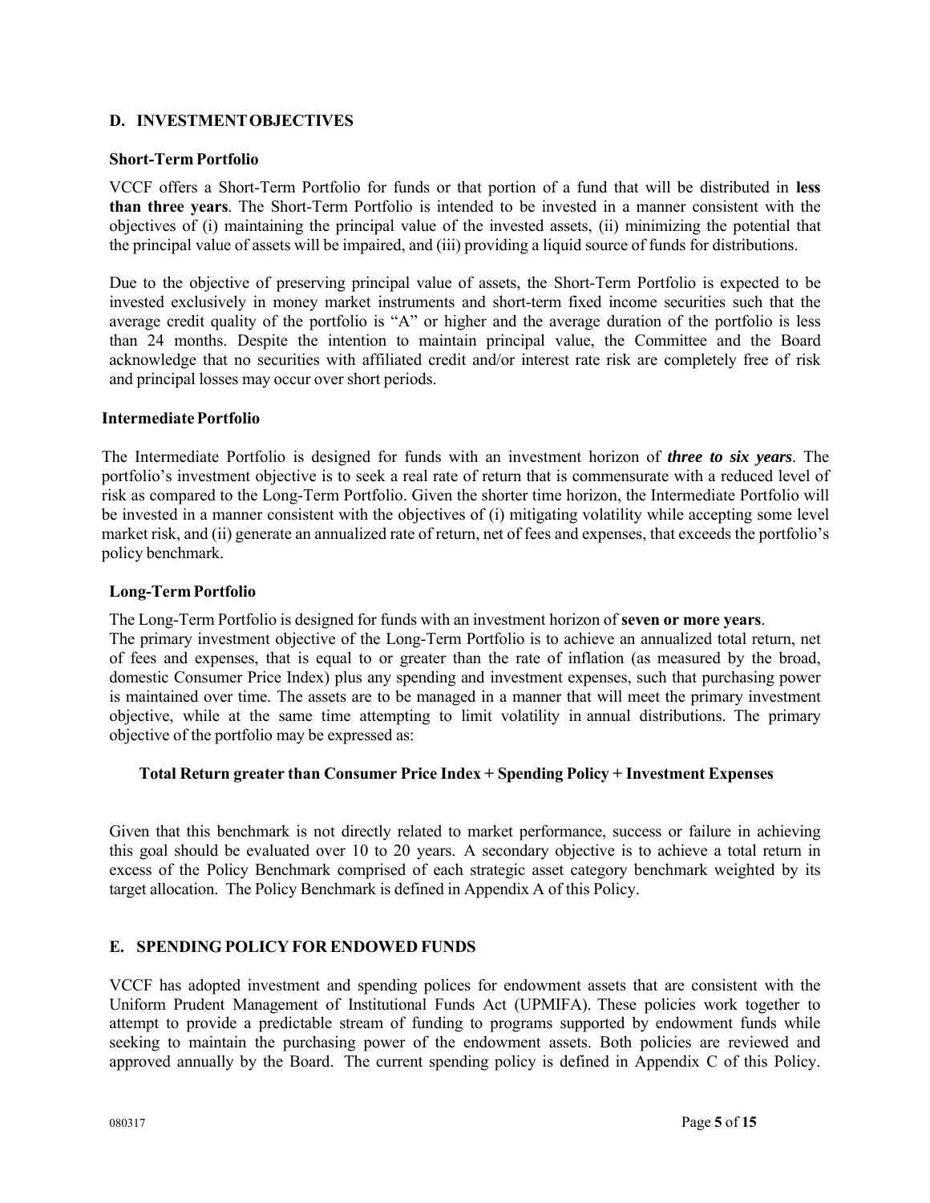## D. INVESTMENT OBJECTIVES

### Short-Term Portfolio

VCCF offers a Short-Term Portfolio for funds or that portion of a fund that will be distributed in **less than three years**. The Short-Term Portfolio is intended to be invested in a manner consistent with the objectives of (i) maintaining the principal value of the invested assets, (ii) minimizing the potential that the principal value of assets will be impaired, and (iii) providing a liquid source of funds for distributions.

Due to the objective of preserving principal value of assets, the Short-Term Portfolio is expected to be invested exclusively in money market instruments and short-term fixed income securities such that the average credit quality of the portfolio is "A" or higher and the average duration of the portfolio is less than 24 months. Despite the intention to maintain principal value, the Committee and the Board acknowledge that no securities with affiliated credit and/or interest rate risk are completely free of risk and principal losses may occur over short periods.

### Intermediate Portfolio

The Intermediate Portfolio is designed for funds with an investment horizon of ***three to six years***. The portfolio's investment objective is to seek a real rate of return that is commensurate with a reduced level of risk as compared to the Long-Term Portfolio. Given the shorter time horizon, the Intermediate Portfolio will be invested in a manner consistent with the objectives of (i) mitigating volatility while accepting some level market risk, and (ii) generate an annualized rate of return, net of fees and expenses, that exceeds the portfolio's policy benchmark.

### Long-Term Portfolio

The Long-Term Portfolio is designed for funds with an investment horizon of **seven or more years**. The primary investment objective of the Long-Term Portfolio is to achieve an annualized total return, net of fees and expenses, that is equal to or greater than the rate of inflation (as measured by the broad, domestic Consumer Price Index) plus any spending and investment expenses, such that purchasing power is maintained over time. The assets are to be managed in a manner that will meet the primary investment objective, while at the same time attempting to limit volatility in annual distributions. The primary objective of the portfolio may be expressed as:

**Total Return greater than Consumer Price Index + Spending Policy + Investment Expenses**

Given that this benchmark is not directly related to market performance, success or failure in achieving this goal should be evaluated over 10 to 20 years. A secondary objective is to achieve a total return in excess of the Policy Benchmark comprised of each strategic asset category benchmark weighted by its target allocation. The Policy Benchmark is defined in Appendix A of this Policy.

## E. SPENDING POLICY FOR ENDOWED FUNDS

VCCF has adopted investment and spending polices for endowment assets that are consistent with the Uniform Prudent Management of Institutional Funds Act (UPMIFA). These policies work together to attempt to provide a predictable stream of funding to programs supported by endowment funds while seeking to maintain the purchasing power of the endowment assets. Both policies are reviewed and approved annually by the Board. The current spending policy is defined in Appendix C of this Policy.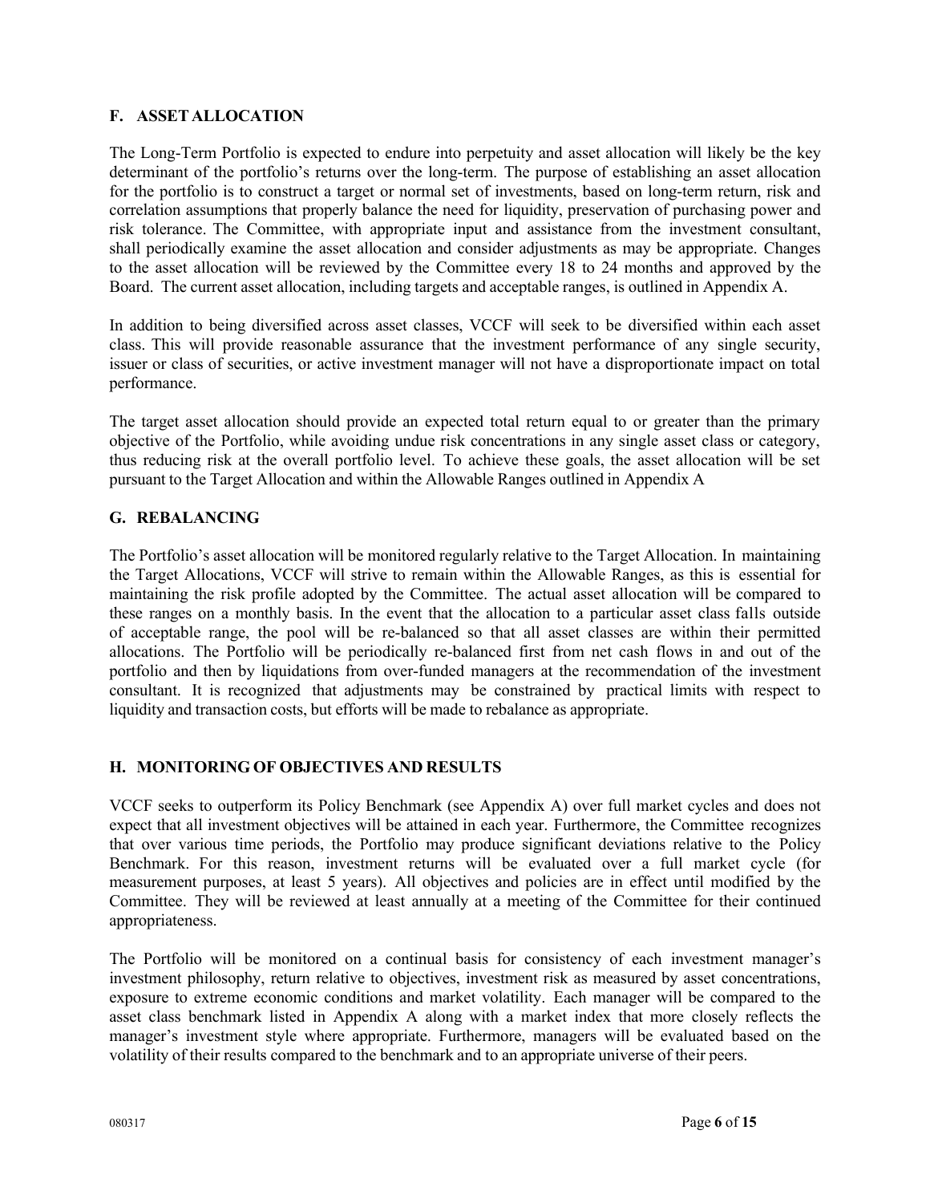## F. ASSET ALLOCATION

The Long-Term Portfolio is expected to endure into perpetuity and asset allocation will likely be the key determinant of the portfolio's returns over the long-term. The purpose of establishing an asset allocation for the portfolio is to construct a target or normal set of investments, based on long-term return, risk and correlation assumptions that properly balance the need for liquidity, preservation of purchasing power and risk tolerance. The Committee, with appropriate input and assistance from the investment consultant, shall periodically examine the asset allocation and consider adjustments as may be appropriate. Changes to the asset allocation will be reviewed by the Committee every 18 to 24 months and approved by the Board. The current asset allocation, including targets and acceptable ranges, is outlined in Appendix A.

In addition to being diversified across asset classes, VCCF will seek to be diversified within each asset class. This will provide reasonable assurance that the investment performance of any single security, issuer or class of securities, or active investment manager will not have a disproportionate impact on total performance.

The target asset allocation should provide an expected total return equal to or greater than the primary objective of the Portfolio, while avoiding undue risk concentrations in any single asset class or category, thus reducing risk at the overall portfolio level. To achieve these goals, the asset allocation will be set pursuant to the Target Allocation and within the Allowable Ranges outlined in Appendix A

## G. REBALANCING

The Portfolio's asset allocation will be monitored regularly relative to the Target Allocation. In maintaining the Target Allocations, VCCF will strive to remain within the Allowable Ranges, as this is essential for maintaining the risk profile adopted by the Committee. The actual asset allocation will be compared to these ranges on a monthly basis. In the event that the allocation to a particular asset class falls outside of acceptable range, the pool will be re-balanced so that all asset classes are within their permitted allocations. The Portfolio will be periodically re-balanced first from net cash flows in and out of the portfolio and then by liquidations from over-funded managers at the recommendation of the investment consultant. It is recognized that adjustments may be constrained by practical limits with respect to liquidity and transaction costs, but efforts will be made to rebalance as appropriate.

## H. MONITORING OF OBJECTIVES AND RESULTS

VCCF seeks to outperform its Policy Benchmark (see Appendix A) over full market cycles and does not expect that all investment objectives will be attained in each year. Furthermore, the Committee recognizes that over various time periods, the Portfolio may produce significant deviations relative to the Policy Benchmark. For this reason, investment returns will be evaluated over a full market cycle (for measurement purposes, at least 5 years). All objectives and policies are in effect until modified by the Committee. They will be reviewed at least annually at a meeting of the Committee for their continued appropriateness.

The Portfolio will be monitored on a continual basis for consistency of each investment manager's investment philosophy, return relative to objectives, investment risk as measured by asset concentrations, exposure to extreme economic conditions and market volatility. Each manager will be compared to the asset class benchmark listed in Appendix A along with a market index that more closely reflects the manager's investment style where appropriate. Furthermore, managers will be evaluated based on the volatility of their results compared to the benchmark and to an appropriate universe of their peers.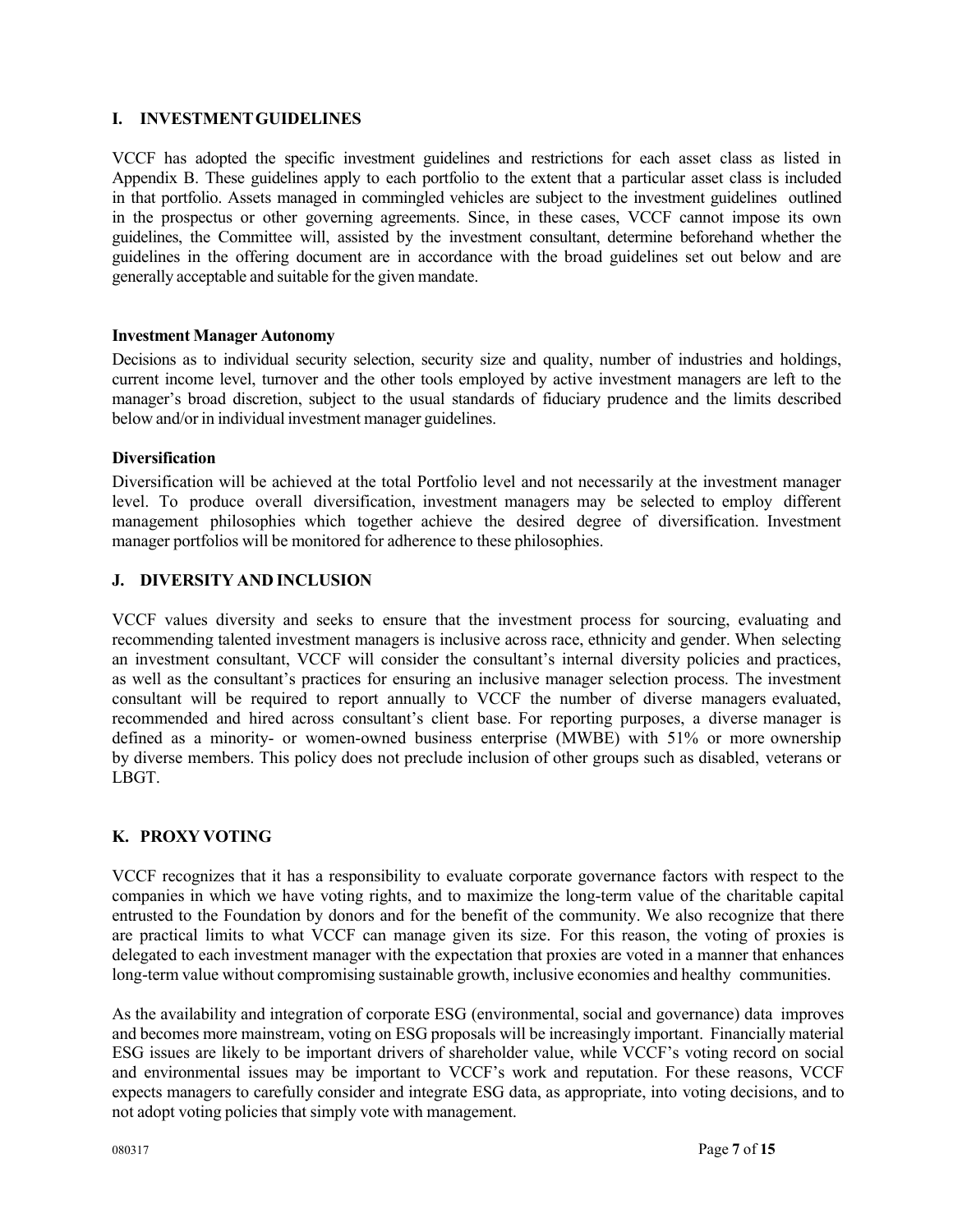## I. INVESTMENT GUIDELINES

VCCF has adopted the specific investment guidelines and restrictions for each asset class as listed in Appendix B. These guidelines apply to each portfolio to the extent that a particular asset class is included in that portfolio. Assets managed in commingled vehicles are subject to the investment guidelines outlined in the prospectus or other governing agreements. Since, in these cases, VCCF cannot impose its own guidelines, the Committee will, assisted by the investment consultant, determine beforehand whether the guidelines in the offering document are in accordance with the broad guidelines set out below and are generally acceptable and suitable for the given mandate.

**Investment Manager Autonomy**

Decisions as to individual security selection, security size and quality, number of industries and holdings, current income level, turnover and the other tools employed by active investment managers are left to the manager's broad discretion, subject to the usual standards of fiduciary prudence and the limits described below and/or in individual investment manager guidelines.

**Diversification**

Diversification will be achieved at the total Portfolio level and not necessarily at the investment manager level. To produce overall diversification, investment managers may be selected to employ different management philosophies which together achieve the desired degree of diversification. Investment manager portfolios will be monitored for adherence to these philosophies.

## J. DIVERSITY AND INCLUSION

VCCF values diversity and seeks to ensure that the investment process for sourcing, evaluating and recommending talented investment managers is inclusive across race, ethnicity and gender. When selecting an investment consultant, VCCF will consider the consultant's internal diversity policies and practices, as well as the consultant's practices for ensuring an inclusive manager selection process. The investment consultant will be required to report annually to VCCF the number of diverse managers evaluated, recommended and hired across consultant's client base. For reporting purposes, a diverse manager is defined as a minority- or women-owned business enterprise (MWBE) with 51% or more ownership by diverse members. This policy does not preclude inclusion of other groups such as disabled, veterans or LBGT.

## K. PROXY VOTING

VCCF recognizes that it has a responsibility to evaluate corporate governance factors with respect to the companies in which we have voting rights, and to maximize the long-term value of the charitable capital entrusted to the Foundation by donors and for the benefit of the community. We also recognize that there are practical limits to what VCCF can manage given its size. For this reason, the voting of proxies is delegated to each investment manager with the expectation that proxies are voted in a manner that enhances long-term value without compromising sustainable growth, inclusive economies and healthy communities.

As the availability and integration of corporate ESG (environmental, social and governance) data improves and becomes more mainstream, voting on ESG proposals will be increasingly important. Financially material ESG issues are likely to be important drivers of shareholder value, while VCCF's voting record on social and environmental issues may be important to VCCF's work and reputation. For these reasons, VCCF expects managers to carefully consider and integrate ESG data, as appropriate, into voting decisions, and to not adopt voting policies that simply vote with management.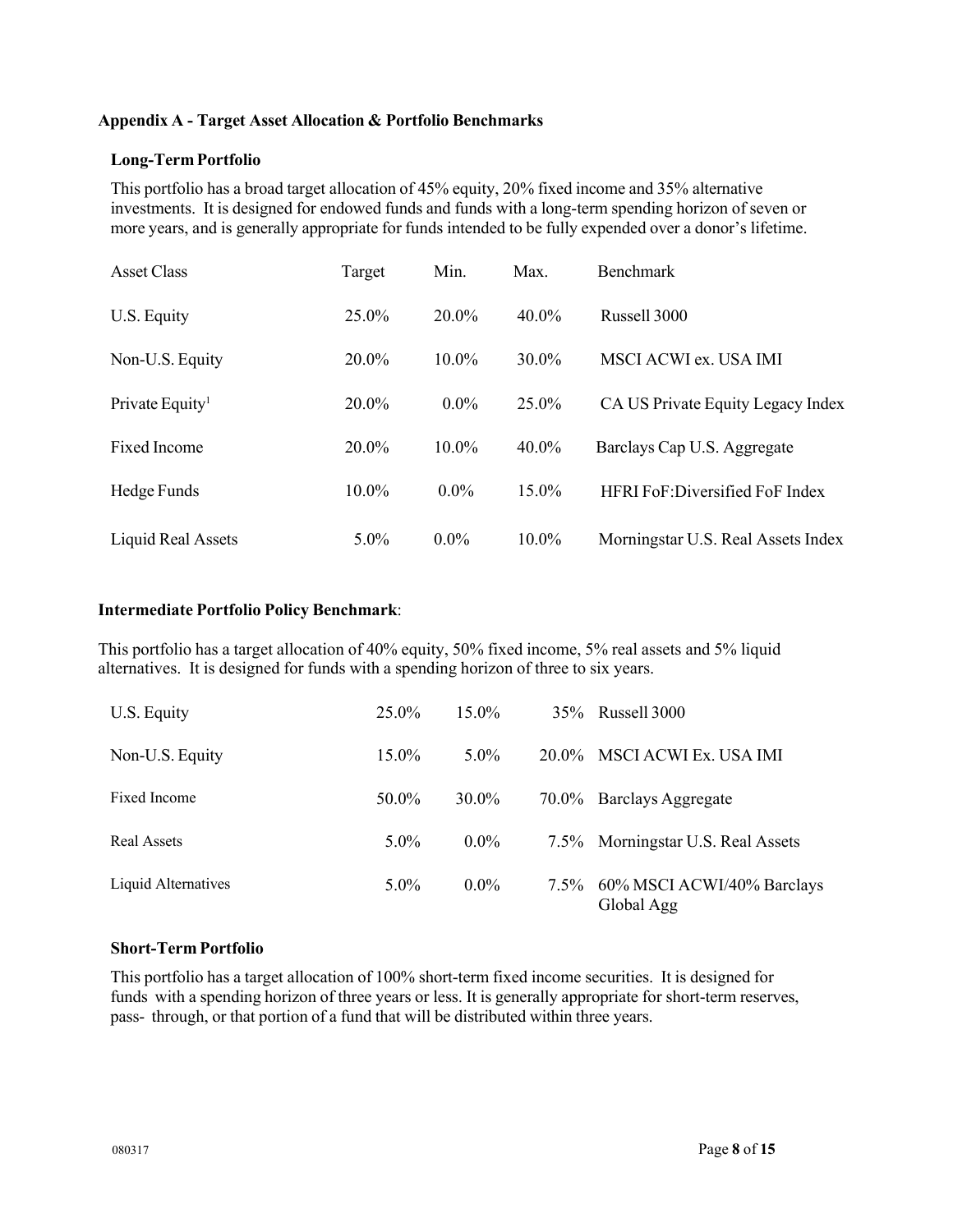## Appendix A - Target Asset Allocation & Portfolio Benchmarks

### Long-Term Portfolio

This portfolio has a broad target allocation of 45% equity, 20% fixed income and 35% alternative investments. It is designed for endowed funds and funds with a long-term spending horizon of seven or more years, and is generally appropriate for funds intended to be fully expended over a donor's lifetime.

| Asset Class | Target | Min. | Max. | Benchmark |
|---|---|---|---|---|
| U.S. Equity | 25.0% | 20.0% | 40.0% | Russell 3000 |
| Non-U.S. Equity | 20.0% | 10.0% | 30.0% | MSCI ACWI ex. USA IMI |
| Private Equity[1] | 20.0% | 0.0% | 25.0% | CA US Private Equity Legacy Index |
| Fixed Income | 20.0% | 10.0% | 40.0% | Barclays Cap U.S. Aggregate |
| Hedge Funds | 10.0% | 0.0% | 15.0% | HFRI FoF:Diversified FoF Index |
| Liquid Real Assets | 5.0% | 0.0% | 10.0% | Morningstar U.S. Real Assets Index |

### Intermediate Portfolio Policy Benchmark:

This portfolio has a target allocation of 40% equity, 50% fixed income, 5% real assets and 5% liquid alternatives. It is designed for funds with a spending horizon of three to six years.

| Asset Class | Target | Min. | Max. | Benchmark |
|---|---|---|---|---|
| U.S. Equity | 25.0% | 15.0% | 35% | Russell 3000 |
| Non-U.S. Equity | 15.0% | 5.0% | 20.0% | MSCI ACWI Ex. USA IMI |
| Fixed Income | 50.0% | 30.0% | 70.0% | Barclays Aggregate |
| Real Assets | 5.0% | 0.0% | 7.5% | Morningstar U.S. Real Assets |
| Liquid Alternatives | 5.0% | 0.0% | 7.5% | 60% MSCI ACWI/40% Barclays Global Agg |

### Short-Term Portfolio

This portfolio has a target allocation of 100% short-term fixed income securities. It is designed for funds with a spending horizon of three years or less. It is generally appropriate for short-term reserves, pass- through, or that portion of a fund that will be distributed within three years.

080317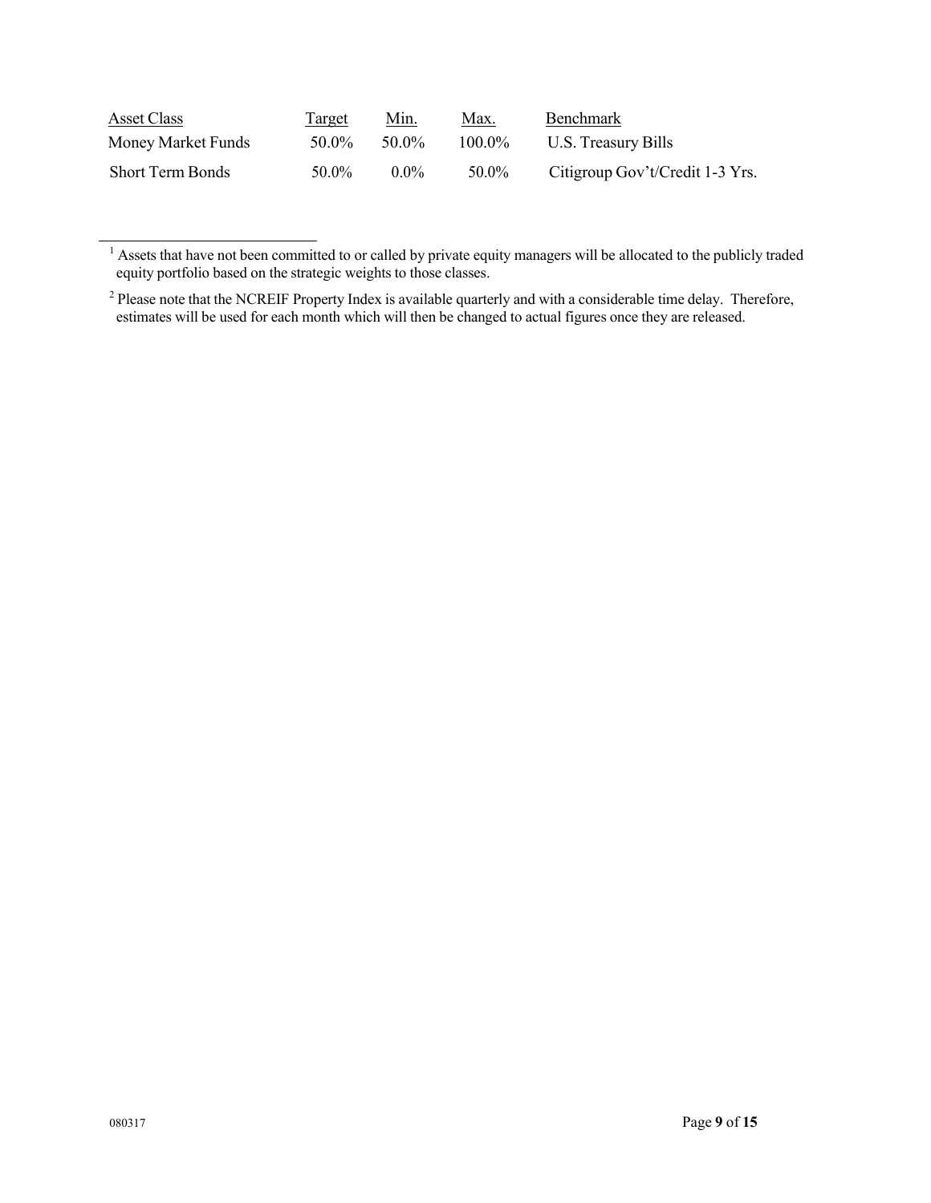| Asset Class | Target | Min. | Max. | Benchmark |
|---|---|---|---|---|
| Money Market Funds | 50.0% | 50.0% | 100.0% | U.S. Treasury Bills |
| Short Term Bonds | 50.0% | 0.0% | 50.0% | Citigroup Gov't/Credit 1-3 Yrs. |

---

[1] Assets that have not been committed to or called by private equity managers will be allocated to the publicly traded equity portfolio based on the strategic weights to those classes.

[2] Please note that the NCREIF Property Index is available quarterly and with a considerable time delay. Therefore, estimates will be used for each month which will then be changed to actual figures once they are released.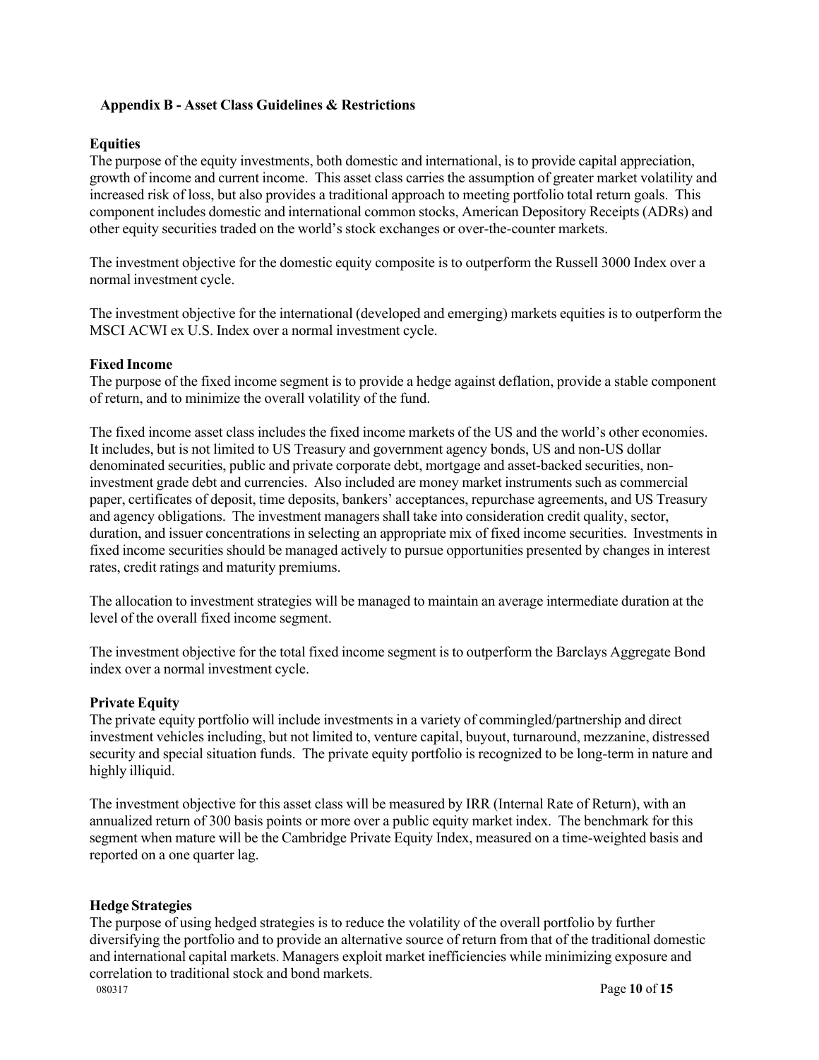## Appendix B - Asset Class Guidelines & Restrictions

### Equities

The purpose of the equity investments, both domestic and international, is to provide capital appreciation, growth of income and current income. This asset class carries the assumption of greater market volatility and increased risk of loss, but also provides a traditional approach to meeting portfolio total return goals. This component includes domestic and international common stocks, American Depository Receipts (ADRs) and other equity securities traded on the world's stock exchanges or over-the-counter markets.

The investment objective for the domestic equity composite is to outperform the Russell 3000 Index over a normal investment cycle.

The investment objective for the international (developed and emerging) markets equities is to outperform the MSCI ACWI ex U.S. Index over a normal investment cycle.

### Fixed Income

The purpose of the fixed income segment is to provide a hedge against deflation, provide a stable component of return, and to minimize the overall volatility of the fund.

The fixed income asset class includes the fixed income markets of the US and the world's other economies. It includes, but is not limited to US Treasury and government agency bonds, US and non-US dollar denominated securities, public and private corporate debt, mortgage and asset-backed securities, non-investment grade debt and currencies. Also included are money market instruments such as commercial paper, certificates of deposit, time deposits, bankers' acceptances, repurchase agreements, and US Treasury and agency obligations. The investment managers shall take into consideration credit quality, sector, duration, and issuer concentrations in selecting an appropriate mix of fixed income securities. Investments in fixed income securities should be managed actively to pursue opportunities presented by changes in interest rates, credit ratings and maturity premiums.

The allocation to investment strategies will be managed to maintain an average intermediate duration at the level of the overall fixed income segment.

The investment objective for the total fixed income segment is to outperform the Barclays Aggregate Bond index over a normal investment cycle.

### Private Equity

The private equity portfolio will include investments in a variety of commingled/partnership and direct investment vehicles including, but not limited to, venture capital, buyout, turnaround, mezzanine, distressed security and special situation funds. The private equity portfolio is recognized to be long-term in nature and highly illiquid.

The investment objective for this asset class will be measured by IRR (Internal Rate of Return), with an annualized return of 300 basis points or more over a public equity market index. The benchmark for this segment when mature will be the Cambridge Private Equity Index, measured on a time-weighted basis and reported on a one quarter lag.

### Hedge Strategies

The purpose of using hedged strategies is to reduce the volatility of the overall portfolio by further diversifying the portfolio and to provide an alternative source of return from that of the traditional domestic and international capital markets. Managers exploit market inefficiencies while minimizing exposure and correlation to traditional stock and bond markets.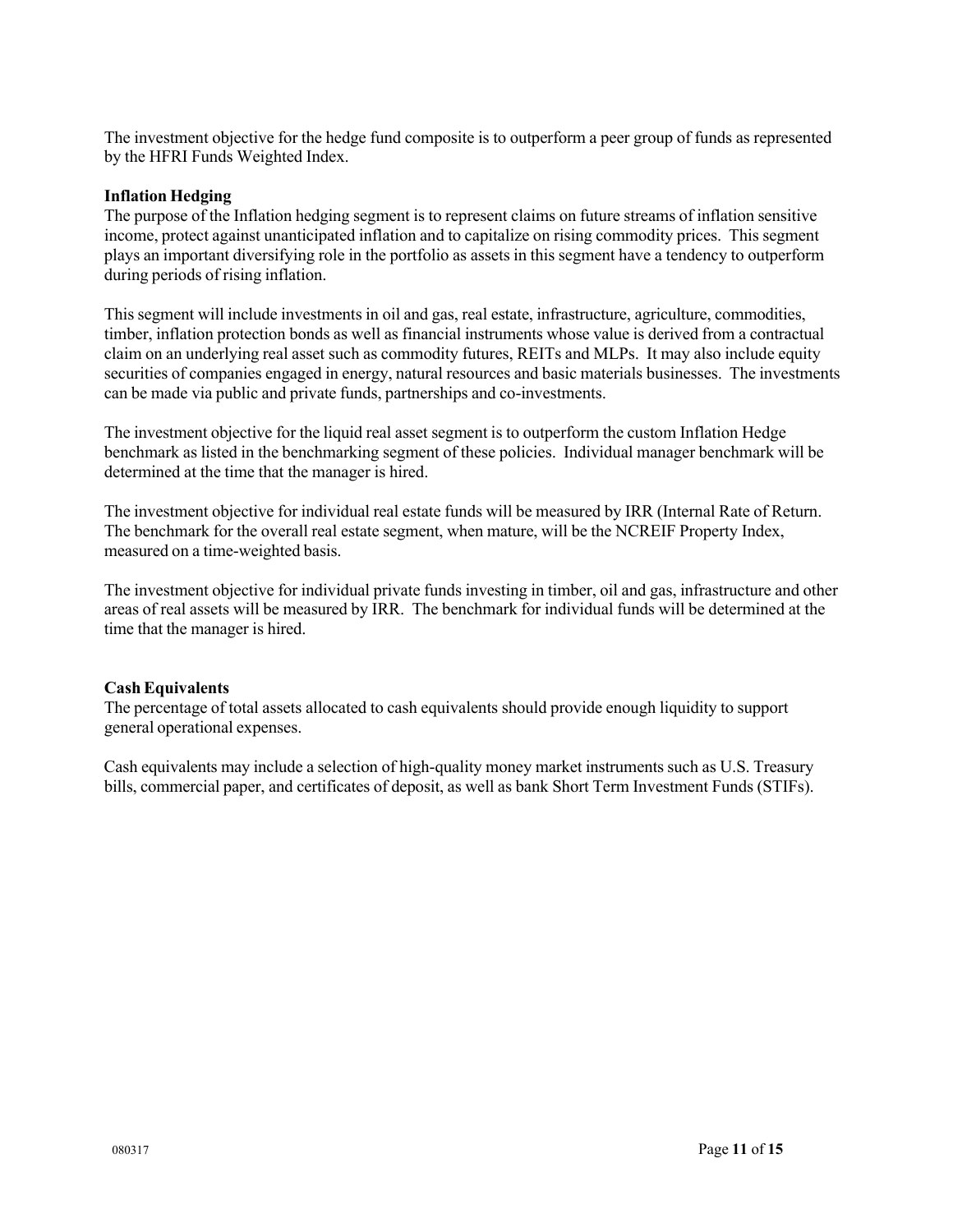The investment objective for the hedge fund composite is to outperform a peer group of funds as represented by the HFRI Funds Weighted Index.

**Inflation Hedging**

The purpose of the Inflation hedging segment is to represent claims on future streams of inflation sensitive income, protect against unanticipated inflation and to capitalize on rising commodity prices. This segment plays an important diversifying role in the portfolio as assets in this segment have a tendency to outperform during periods of rising inflation.

This segment will include investments in oil and gas, real estate, infrastructure, agriculture, commodities, timber, inflation protection bonds as well as financial instruments whose value is derived from a contractual claim on an underlying real asset such as commodity futures, REITs and MLPs. It may also include equity securities of companies engaged in energy, natural resources and basic materials businesses. The investments can be made via public and private funds, partnerships and co-investments.

The investment objective for the liquid real asset segment is to outperform the custom Inflation Hedge benchmark as listed in the benchmarking segment of these policies. Individual manager benchmark will be determined at the time that the manager is hired.

The investment objective for individual real estate funds will be measured by IRR (Internal Rate of Return. The benchmark for the overall real estate segment, when mature, will be the NCREIF Property Index, measured on a time-weighted basis.

The investment objective for individual private funds investing in timber, oil and gas, infrastructure and other areas of real assets will be measured by IRR. The benchmark for individual funds will be determined at the time that the manager is hired.

**Cash Equivalents**

The percentage of total assets allocated to cash equivalents should provide enough liquidity to support general operational expenses.

Cash equivalents may include a selection of high-quality money market instruments such as U.S. Treasury bills, commercial paper, and certificates of deposit, as well as bank Short Term Investment Funds (STIFs).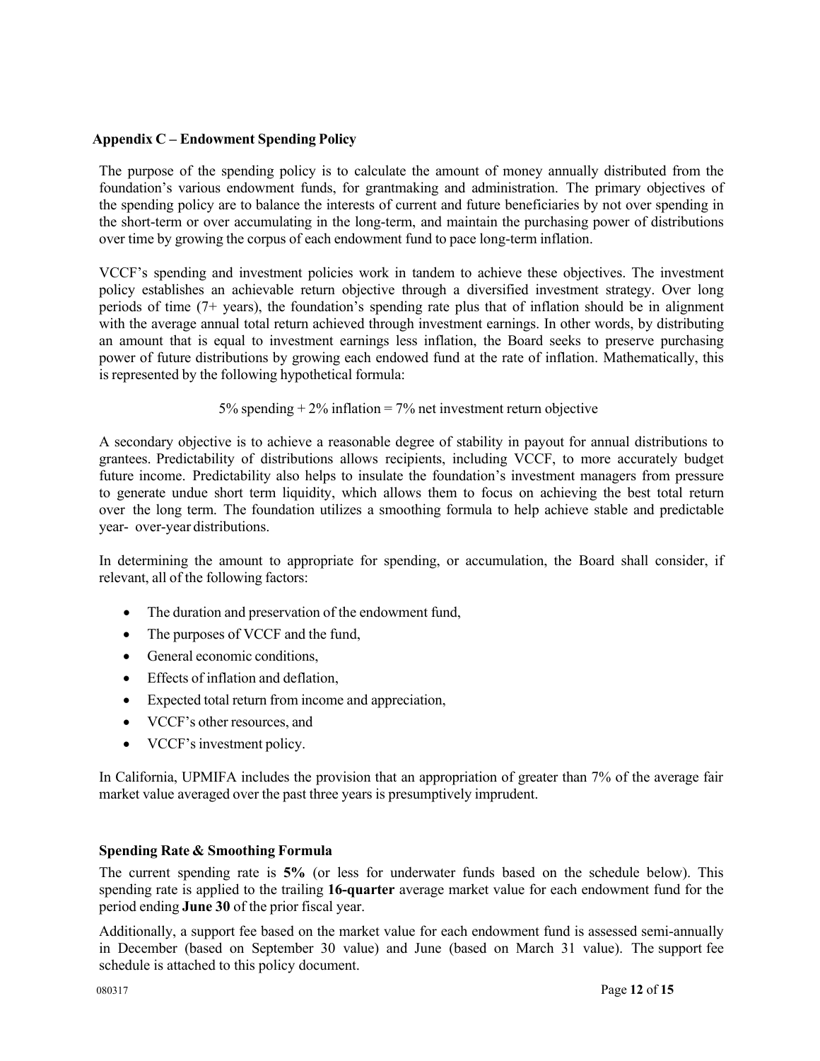## Appendix C – Endowment Spending Policy

The purpose of the spending policy is to calculate the amount of money annually distributed from the foundation's various endowment funds, for grantmaking and administration. The primary objectives of the spending policy are to balance the interests of current and future beneficiaries by not over spending in the short-term or over accumulating in the long-term, and maintain the purchasing power of distributions over time by growing the corpus of each endowment fund to pace long-term inflation.

VCCF's spending and investment policies work in tandem to achieve these objectives. The investment policy establishes an achievable return objective through a diversified investment strategy. Over long periods of time (7+ years), the foundation's spending rate plus that of inflation should be in alignment with the average annual total return achieved through investment earnings. In other words, by distributing an amount that is equal to investment earnings less inflation, the Board seeks to preserve purchasing power of future distributions by growing each endowed fund at the rate of inflation. Mathematically, this is represented by the following hypothetical formula:

5% spending + 2% inflation = 7% net investment return objective

A secondary objective is to achieve a reasonable degree of stability in payout for annual distributions to grantees. Predictability of distributions allows recipients, including VCCF, to more accurately budget future income. Predictability also helps to insulate the foundation's investment managers from pressure to generate undue short term liquidity, which allows them to focus on achieving the best total return over the long term. The foundation utilizes a smoothing formula to help achieve stable and predictable year- over-year distributions.

In determining the amount to appropriate for spending, or accumulation, the Board shall consider, if relevant, all of the following factors:

- The duration and preservation of the endowment fund,
- The purposes of VCCF and the fund,
- General economic conditions,
- Effects of inflation and deflation,
- Expected total return from income and appreciation,
- VCCF's other resources, and
- VCCF's investment policy.

In California, UPMIFA includes the provision that an appropriation of greater than 7% of the average fair market value averaged over the past three years is presumptively imprudent.

### Spending Rate & Smoothing Formula

The current spending rate is **5%** (or less for underwater funds based on the schedule below). This spending rate is applied to the trailing **16-quarter** average market value for each endowment fund for the period ending **June 30** of the prior fiscal year.

Additionally, a support fee based on the market value for each endowment fund is assessed semi-annually in December (based on September 30 value) and June (based on March 31 value). The support fee schedule is attached to this policy document.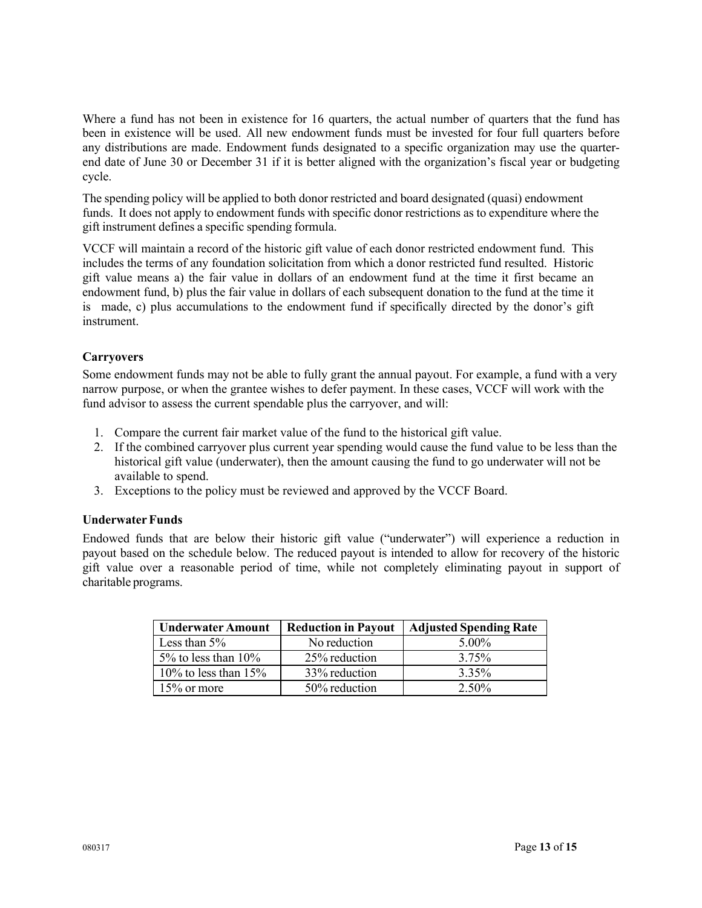Where a fund has not been in existence for 16 quarters, the actual number of quarters that the fund has been in existence will be used. All new endowment funds must be invested for four full quarters before any distributions are made. Endowment funds designated to a specific organization may use the quarter-end date of June 30 or December 31 if it is better aligned with the organization's fiscal year or budgeting cycle.

The spending policy will be applied to both donor restricted and board designated (quasi) endowment funds. It does not apply to endowment funds with specific donor restrictions as to expenditure where the gift instrument defines a specific spending formula.

VCCF will maintain a record of the historic gift value of each donor restricted endowment fund. This includes the terms of any foundation solicitation from which a donor restricted fund resulted. Historic gift value means a) the fair value in dollars of an endowment fund at the time it first became an endowment fund, b) plus the fair value in dollars of each subsequent donation to the fund at the time it is made, c) plus accumulations to the endowment fund if specifically directed by the donor's gift instrument.

**Carryovers**

Some endowment funds may not be able to fully grant the annual payout. For example, a fund with a very narrow purpose, or when the grantee wishes to defer payment. In these cases, VCCF will work with the fund advisor to assess the current spendable plus the carryover, and will:

1. Compare the current fair market value of the fund to the historical gift value.
2. If the combined carryover plus current year spending would cause the fund value to be less than the historical gift value (underwater), then the amount causing the fund to go underwater will not be available to spend.
3. Exceptions to the policy must be reviewed and approved by the VCCF Board.

**Underwater Funds**

Endowed funds that are below their historic gift value ("underwater") will experience a reduction in payout based on the schedule below. The reduced payout is intended to allow for recovery of the historic gift value over a reasonable period of time, while not completely eliminating payout in support of charitable programs.

| Underwater Amount | Reduction in Payout | Adjusted Spending Rate |
|---|---|---|
| Less than 5% | No reduction | 5.00% |
| 5% to less than 10% | 25% reduction | 3.75% |
| 10% to less than 15% | 33% reduction | 3.35% |
| 15% or more | 50% reduction | 2.50% |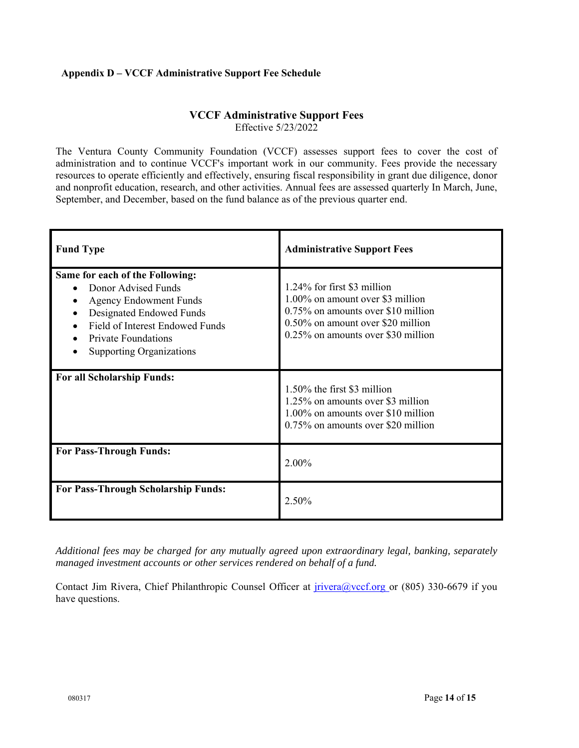**Appendix D – VCCF Administrative Support Fee Schedule**

## VCCF Administrative Support Fees

Effective 5/23/2022

The Ventura County Community Foundation (VCCF) assesses support fees to cover the cost of administration and to continue VCCF's important work in our community. Fees provide the necessary resources to operate efficiently and effectively, ensuring fiscal responsibility in grant due diligence, donor and nonprofit education, research, and other activities. Annual fees are assessed quarterly In March, June, September, and December, based on the fund balance as of the previous quarter end.

| **Fund Type** | **Administrative Support Fees** |
|---|---|
| **Same for each of the Following:**<br>• Donor Advised Funds<br>• Agency Endowment Funds<br>• Designated Endowed Funds<br>• Field of Interest Endowed Funds<br>• Private Foundations<br>• Supporting Organizations | 1.24% for first \$3 million<br>1.00% on amount over \$3 million<br>0.75% on amounts over \$10 million<br>0.50% on amount over \$20 million<br>0.25% on amounts over \$30 million |
| **For all Scholarship Funds:** | 1.50% the first \$3 million<br>1.25% on amounts over \$3 million<br>1.00% on amounts over \$10 million<br>0.75% on amounts over \$20 million |
| **For Pass-Through Funds:** | 2.00% |
| **For Pass-Through Scholarship Funds:** | 2.50% |

*Additional fees may be charged for any mutually agreed upon extraordinary legal, banking, separately managed investment accounts or other services rendered on behalf of a fund.*

Contact Jim Rivera, Chief Philanthropic Counsel Officer at jrivera@vccf.org or (805) 330-6679 if you have questions.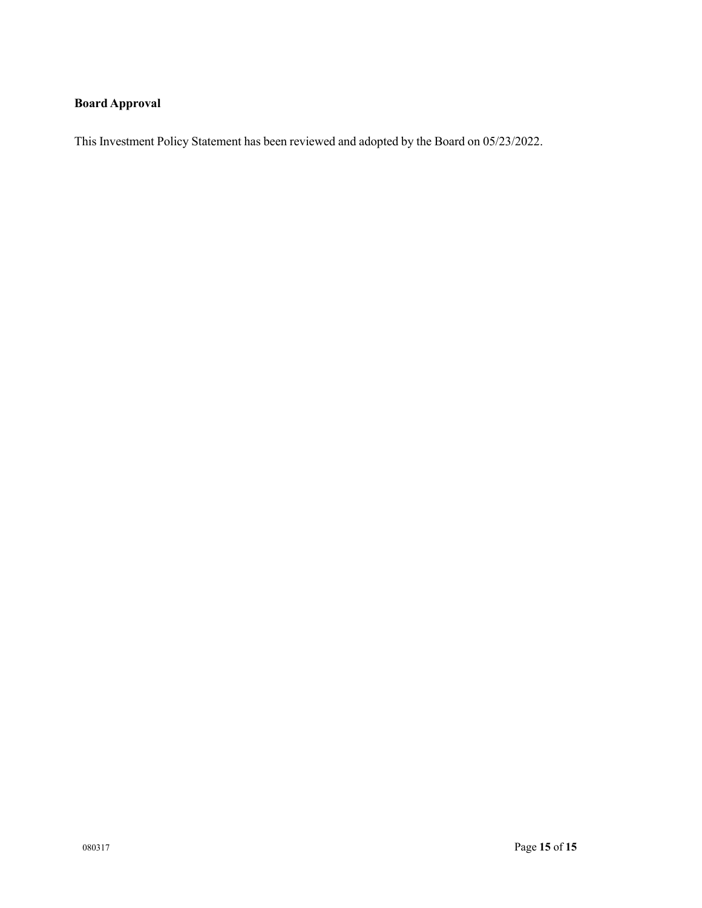**Board Approval**

This Investment Policy Statement has been reviewed and adopted by the Board on 05/23/2022.